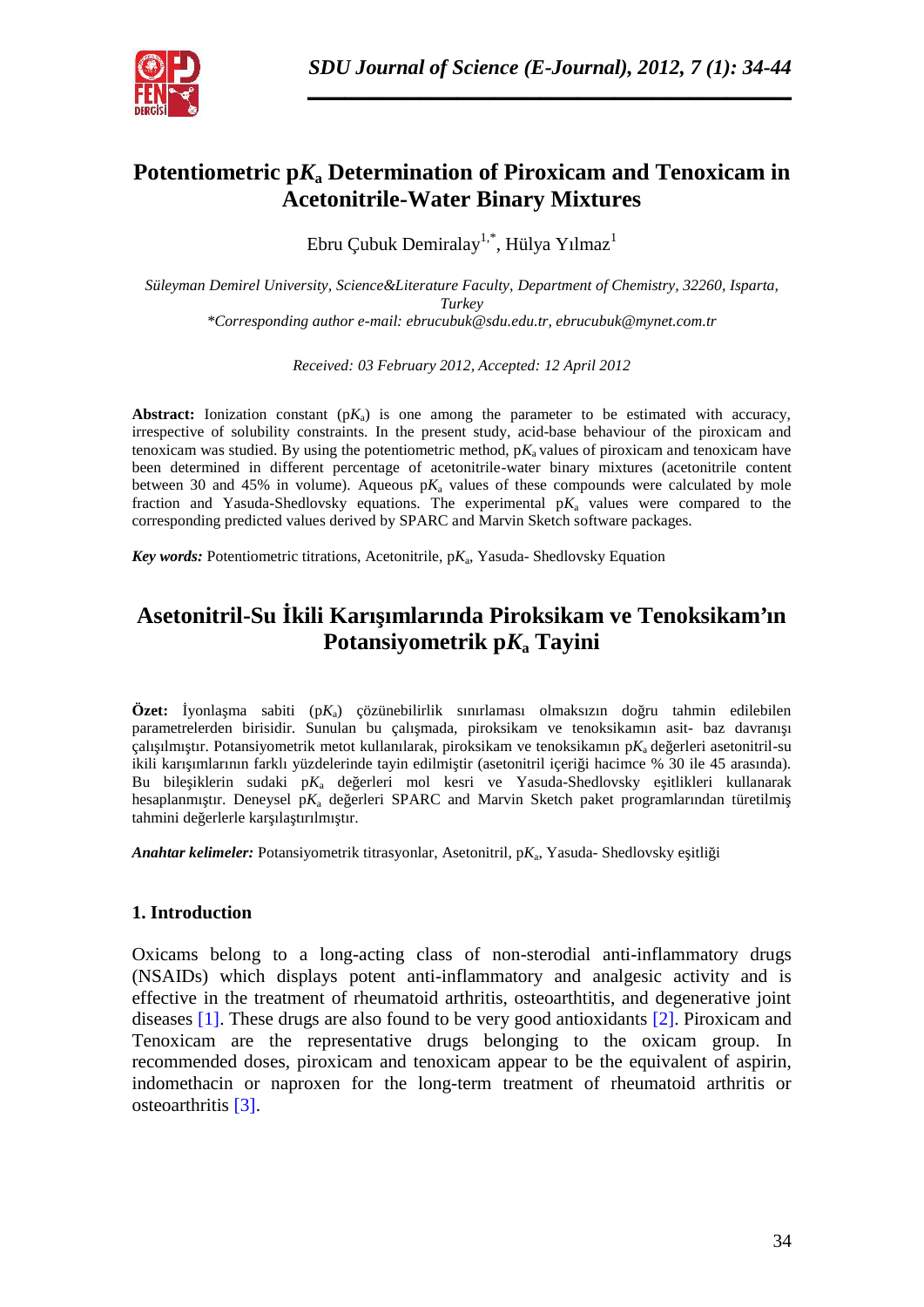# Potentiometric p$K_a$ Determination of Piroxicam and Tenoxicam in Acetonitrile-Water Binary Mixtures

Ebru Çubuk Demiralay[1,*], Hülya Yılmaz[1]

*Süleyman Demirel University, Science&Literature Faculty, Department of Chemistry, 32260, Isparta, Turkey*

*\*Corresponding author e-mail: ebrucubuk@sdu.edu.tr, ebrucubuk@mynet.com.tr*

*Received: 03 February 2012, Accepted: 12 April 2012*

**Abstract:** Ionization constant (p$K_a$) is one among the parameter to be estimated with accuracy, irrespective of solubility constraints. In the present study, acid-base behaviour of the piroxicam and tenoxicam was studied. By using the potentiometric method, p$K_a$ values of piroxicam and tenoxicam have been determined in different percentage of acetonitrile-water binary mixtures (acetonitrile content between 30 and 45% in volume). Aqueous p$K_a$ values of these compounds were calculated by mole fraction and Yasuda-Shedlovsky equations. The experimental p$K_a$ values were compared to the corresponding predicted values derived by SPARC and Marvin Sketch software packages.

***Key words:*** Potentiometric titrations, Acetonitrile, p$K_a$, Yasuda- Shedlovsky Equation

# Asetonitril-Su İkili Karışımlarında Piroksikam ve Tenoksikam'ın Potansiyometrik p$K_a$ Tayini

**Özet:** İyonlaşma sabiti (p$K_a$) çözünebilirlik sınırlaması olmaksızın doğru tahmin edilebilen parametrelerden birisidir. Sunulan bu çalışmada, piroksikam ve tenoksikamın asit- baz davranışı çalışılmıştır. Potansiyometrik metot kullanılarak, piroksikam ve tenoksikamın p$K_a$ değerleri asetonitril-su ikili karışımlarının farklı yüzdelerinde tayin edilmiştir (asetonitril içeriği hacimce % 30 ile 45 arasında). Bu bileşiklerin sudaki p$K_a$ değerleri mol kesri ve Yasuda-Shedlovsky eşitlikleri kullanarak hesaplanmıştır. Deneysel p$K_a$ değerleri SPARC and Marvin Sketch paket programlarından türetilmiş tahmini değerlerle karşılaştırılmıştır.

***Anahtar kelimeler:*** Potansiyometrik titrasyonlar, Asetonitril, p$K_a$, Yasuda- Shedlovsky eşitliği

## 1. Introduction

Oxicams belong to a long-acting class of non-sterodial anti-inflammatory drugs (NSAIDs) which displays potent anti-inflammatory and analgesic activity and is effective in the treatment of rheumatoid arthritis, osteoarthtitis, and degenerative joint diseases [1]. These drugs are also found to be very good antioxidants [2]. Piroxicam and Tenoxicam are the representative drugs belonging to the oxicam group. In recommended doses, piroxicam and tenoxicam appear to be the equivalent of aspirin, indomethacin or naproxen for the long-term treatment of rheumatoid arthritis or osteoarthritis [3].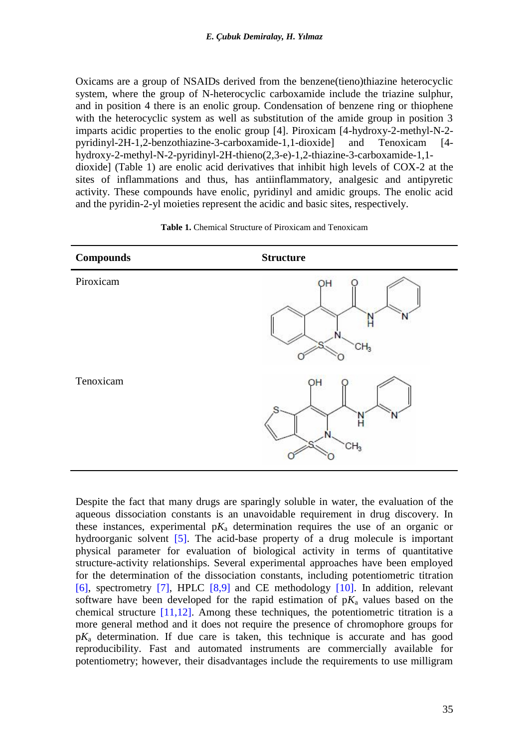Oxicams are a group of NSAIDs derived from the benzene(tieno)thiazine heterocyclic system, where the group of N-heterocyclic carboxamide include the triazine sulphur, and in position 4 there is an enolic group. Condensation of benzene ring or thiophene with the heterocyclic system as well as substitution of the amide group in position 3 imparts acidic properties to the enolic group [4]. Piroxicam [4-hydroxy-2-methyl-N-2-pyridinyl-2H-1,2-benzothiazine-3-carboxamide-1,1-dioxide] and Tenoxicam [4-hydroxy-2-methyl-N-2-pyridinyl-2H-thieno(2,3-e)-1,2-thiazine-3-carboxamide-1,1-dioxide] (Table 1) are enolic acid derivatives that inhibit high levels of COX-2 at the sites of inflammations and thus, has antiinflammatory, analgesic and antipyretic activity. These compounds have enolic, pyridinyl and amidic groups. The enolic acid and the pyridin-2-yl moieties represent the acidic and basic sites, respectively.

**Table 1.** Chemical Structure of Piroxicam and Tenoxicam

| **Compounds** | **Structure** |
|---|---|
| Piroxicam | |
| Tenoxicam | |

Despite the fact that many drugs are sparingly soluble in water, the evaluation of the aqueous dissociation constants is an unavoidable requirement in drug discovery. In these instances, experimental p$K_a$ determination requires the use of an organic or hydroorganic solvent [5]. The acid-base property of a drug molecule is important physical parameter for evaluation of biological activity in terms of quantitative structure-activity relationships. Several experimental approaches have been employed for the determination of the dissociation constants, including potentiometric titration [6], spectrometry [7], HPLC [8,9] and CE methodology [10]. In addition, relevant software have been developed for the rapid estimation of p$K_a$ values based on the chemical structure [11,12]. Among these techniques, the potentiometric titration is a more general method and it does not require the presence of chromophore groups for p$K_a$ determination. If due care is taken, this technique is accurate and has good reproducibility. Fast and automated instruments are commercially available for potentiometry; however, their disadvantages include the requirements to use milligram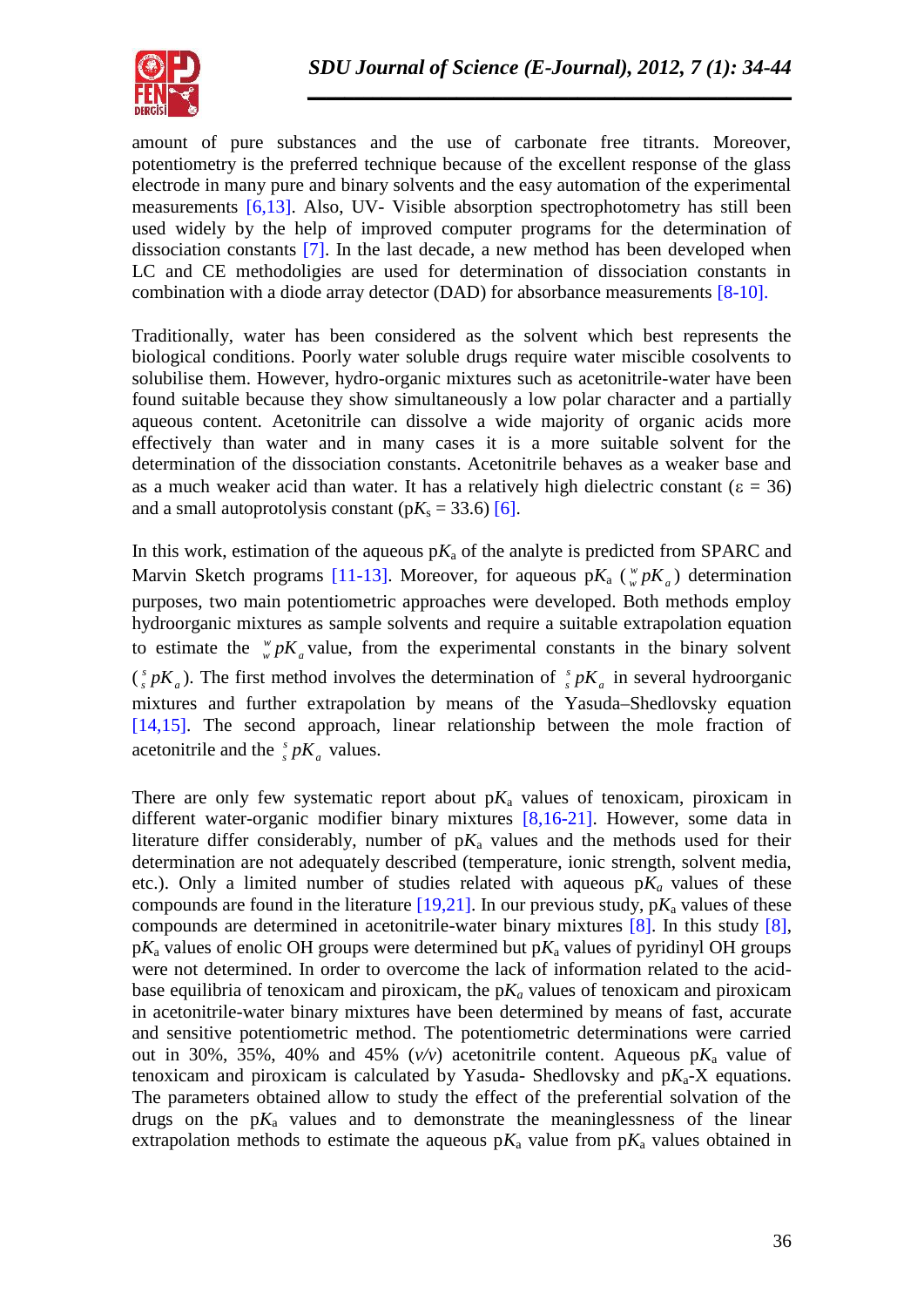amount of pure substances and the use of carbonate free titrants. Moreover, potentiometry is the preferred technique because of the excellent response of the glass electrode in many pure and binary solvents and the easy automation of the experimental measurements [6,13]. Also, UV- Visible absorption spectrophotometry has still been used widely by the help of improved computer programs for the determination of dissociation constants [7]. In the last decade, a new method has been developed when LC and CE methodoligies are used for determination of dissociation constants in combination with a diode array detector (DAD) for absorbance measurements [8-10].

Traditionally, water has been considered as the solvent which best represents the biological conditions. Poorly water soluble drugs require water miscible cosolvents to solubilise them. However, hydro-organic mixtures such as acetonitrile-water have been found suitable because they show simultaneously a low polar character and a partially aqueous content. Acetonitrile can dissolve a wide majority of organic acids more effectively than water and in many cases it is a more suitable solvent for the determination of the dissociation constants. Acetonitrile behaves as a weaker base and as a much weaker acid than water. It has a relatively high dielectric constant ($\varepsilon$ = 36) and a small autoprotolysis constant (p$K_s$ = 33.6) [6].

In this work, estimation of the aqueous p$K_a$ of the analyte is predicted from SPARC and Marvin Sketch programs [11-13]. Moreover, for aqueous p$K_a$ (${}_{w}^{w}pK_a$) determination purposes, two main potentiometric approaches were developed. Both methods employ hydroorganic mixtures as sample solvents and require a suitable extrapolation equation to estimate the ${}_{w}^{w}pK_a$ value, from the experimental constants in the binary solvent (${}_{s}^{s}pK_a$). The first method involves the determination of ${}_{s}^{s}pK_a$ in several hydroorganic mixtures and further extrapolation by means of the Yasuda–Shedlovsky equation [14,15]. The second approach, linear relationship between the mole fraction of acetonitrile and the ${}_{s}^{s}pK_a$ values.

There are only few systematic report about p$K_a$ values of tenoxicam, piroxicam in different water-organic modifier binary mixtures [8,16-21]. However, some data in literature differ considerably, number of p$K_a$ values and the methods used for their determination are not adequately described (temperature, ionic strength, solvent media, etc.). Only a limited number of studies related with aqueous p$K_a$ values of these compounds are found in the literature [19,21]. In our previous study, p$K_a$ values of these compounds are determined in acetonitrile-water binary mixtures [8]. In this study [8], p$K_a$ values of enolic OH groups were determined but p$K_a$ values of pyridinyl OH groups were not determined. In order to overcome the lack of information related to the acid-base equilibria of tenoxicam and piroxicam, the p$K_a$ values of tenoxicam and piroxicam in acetonitrile-water binary mixtures have been determined by means of fast, accurate and sensitive potentiometric method. The potentiometric determinations were carried out in 30%, 35%, 40% and 45% (*v/v*) acetonitrile content. Aqueous p$K_a$ value of tenoxicam and piroxicam is calculated by Yasuda- Shedlovsky and p$K_a$-X equations. The parameters obtained allow to study the effect of the preferential solvation of the drugs on the p$K_a$ values and to demonstrate the meaninglessness of the linear extrapolation methods to estimate the aqueous p$K_a$ value from p$K_a$ values obtained in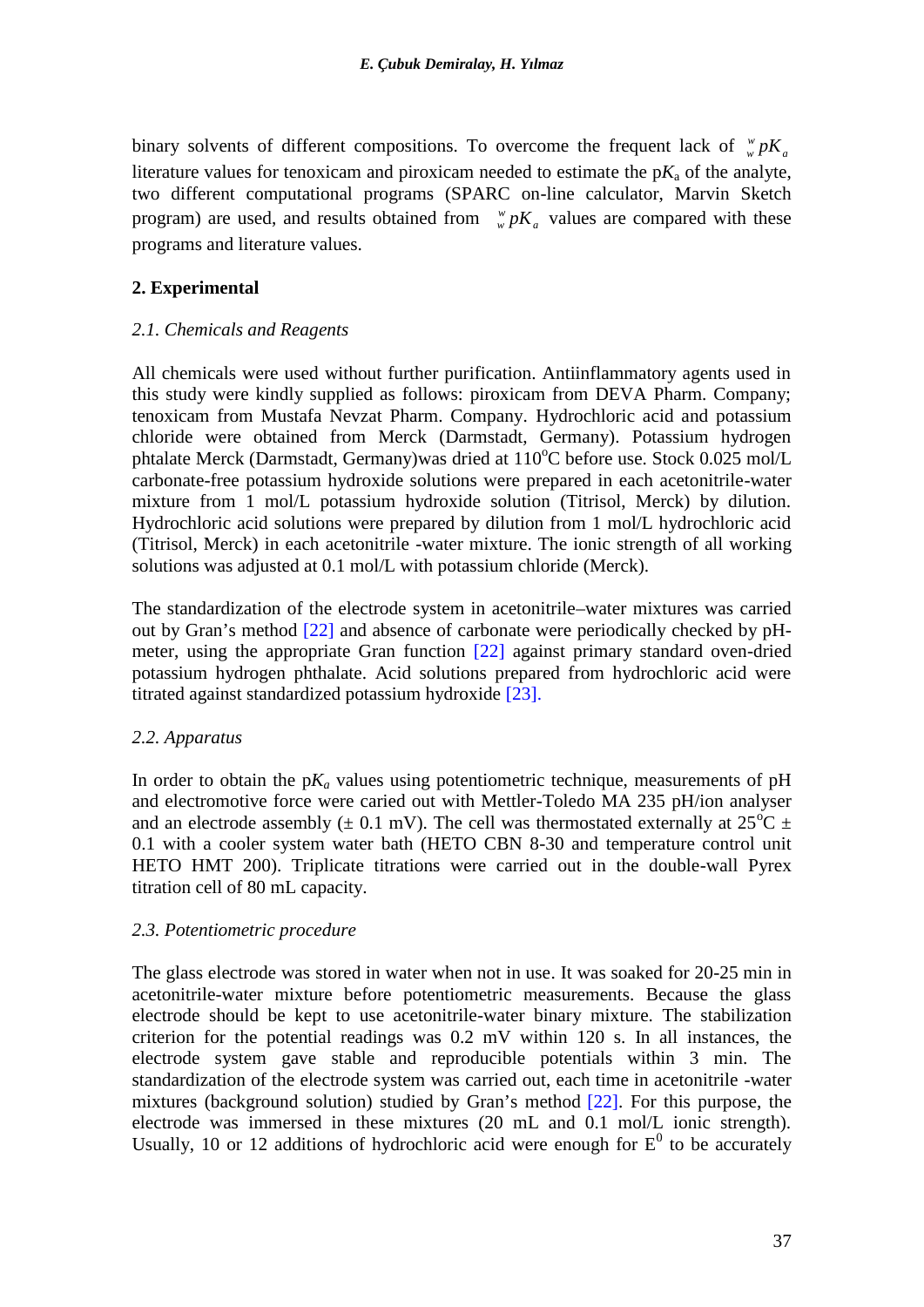binary solvents of different compositions. To overcome the frequent lack of ${}_{w}^{w}pK_a$ literature values for tenoxicam and piroxicam needed to estimate the p$K_a$ of the analyte, two different computational programs (SPARC on-line calculator, Marvin Sketch program) are used, and results obtained from ${}_{w}^{w}pK_a$ values are compared with these programs and literature values.

## 2. Experimental

### *2.1. Chemicals and Reagents*

All chemicals were used without further purification. Antiinflammatory agents used in this study were kindly supplied as follows: piroxicam from DEVA Pharm. Company; tenoxicam from Mustafa Nevzat Pharm. Company. Hydrochloric acid and potassium chloride were obtained from Merck (Darmstadt, Germany). Potassium hydrogen phtalate Merck (Darmstadt, Germany)was dried at 110$^{o}$C before use. Stock 0.025 mol/L carbonate-free potassium hydroxide solutions were prepared in each acetonitrile-water mixture from 1 mol/L potassium hydroxide solution (Titrisol, Merck) by dilution. Hydrochloric acid solutions were prepared by dilution from 1 mol/L hydrochloric acid (Titrisol, Merck) in each acetonitrile -water mixture. The ionic strength of all working solutions was adjusted at 0.1 mol/L with potassium chloride (Merck).

The standardization of the electrode system in acetonitrile–water mixtures was carried out by Gran's method [22] and absence of carbonate were periodically checked by pH-meter, using the appropriate Gran function [22] against primary standard oven-dried potassium hydrogen phthalate. Acid solutions prepared from hydrochloric acid were titrated against standardized potassium hydroxide [23].

### *2.2. Apparatus*

In order to obtain the p$K_a$ values using potentiometric technique, measurements of pH and electromotive force were caried out with Mettler-Toledo MA 235 pH/ion analyser and an electrode assembly (± 0.1 mV). The cell was thermostated externally at 25$^{o}$C ± 0.1 with a cooler system water bath (HETO CBN 8-30 and temperature control unit HETO HMT 200). Triplicate titrations were carried out in the double-wall Pyrex titration cell of 80 mL capacity.

### *2.3. Potentiometric procedure*

The glass electrode was stored in water when not in use. It was soaked for 20-25 min in acetonitrile-water mixture before potentiometric measurements. Because the glass electrode should be kept to use acetonitrile-water binary mixture. The stabilization criterion for the potential readings was 0.2 mV within 120 s. In all instances, the electrode system gave stable and reproducible potentials within 3 min. The standardization of the electrode system was carried out, each time in acetonitrile -water mixtures (background solution) studied by Gran's method [22]. For this purpose, the electrode was immersed in these mixtures (20 mL and 0.1 mol/L ionic strength). Usually, 10 or 12 additions of hydrochloric acid were enough for $E^0$ to be accurately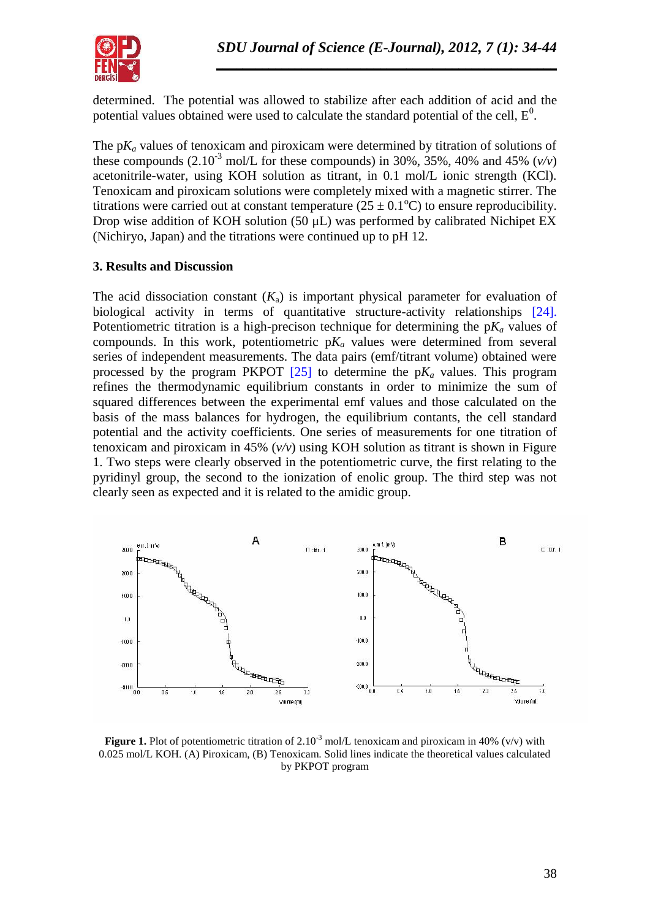determined. The potential was allowed to stabilize after each addition of acid and the potential values obtained were used to calculate the standard potential of the cell, $E^0$.

The p$K_a$ values of tenoxicam and piroxicam were determined by titration of solutions of these compounds ($2.10^{-3}$ mol/L for these compounds) in 30%, 35%, 40% and 45% (*v/v*) acetonitrile-water, using KOH solution as titrant, in 0.1 mol/L ionic strength (KCl). Tenoxicam and piroxicam solutions were completely mixed with a magnetic stirrer. The titrations were carried out at constant temperature (25 ± 0.1°C) to ensure reproducibility. Drop wise addition of KOH solution (50 μL) was performed by calibrated Nichipet EX (Nichiryo, Japan) and the titrations were continued up to pH 12.

### 3. Results and Discussion

The acid dissociation constant ($K_a$) is important physical parameter for evaluation of biological activity in terms of quantitative structure-activity relationships [24]. Potentiometric titration is a high-precison technique for determining the p$K_a$ values of compounds. In this work, potentiometric p$K_a$ values were determined from several series of independent measurements. The data pairs (emf/titrant volume) obtained were processed by the program PKPOT [25] to determine the p$K_a$ values. This program refines the thermodynamic equilibrium constants in order to minimize the sum of squared differences between the experimental emf values and those calculated on the basis of the mass balances for hydrogen, the equilibrium contants, the cell standard potential and the activity coefficients. One series of measurements for one titration of tenoxicam and piroxicam in 45% (*v/v*) using KOH solution as titrant is shown in Figure 1. Two steps were clearly observed in the potentiometric curve, the first relating to the pyridinyl group, the second to the ionization of enolic group. The third step was not clearly seen as expected and it is related to the amidic group.

**Figure 1.** Plot of potentiometric titration of $2.10^{-3}$ mol/L tenoxicam and piroxicam in 40% (v/v) with 0.025 mol/L KOH. (A) Piroxicam, (B) Tenoxicam. Solid lines indicate the theoretical values calculated by PKPOT program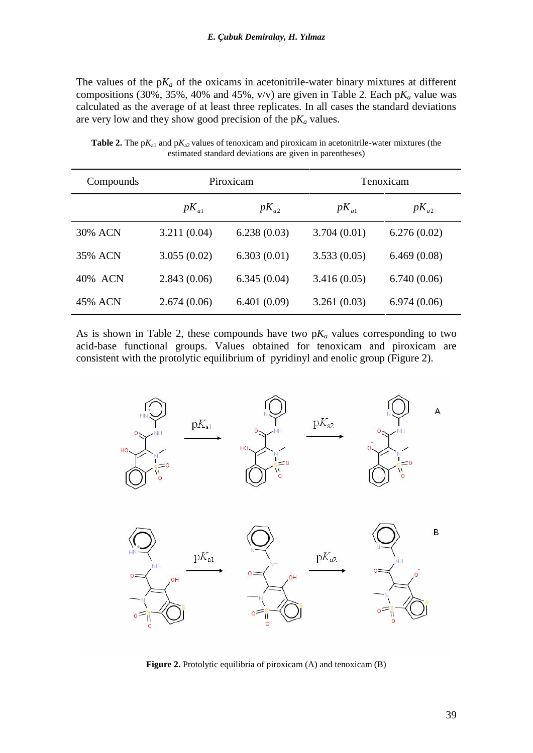The values of the p$K_a$ of the oxicams in acetonitrile-water binary mixtures at different compositions (30%, 35%, 40% and 45%, v/v) are given in Table 2. Each p$K_a$ value was calculated as the average of at least three replicates. In all cases the standard deviations are very low and they show good precision of the p$K_a$ values.

**Table 2.** The p$K_{a1}$ and p$K_{a2}$ values of tenoxicam and piroxicam in acetonitrile-water mixtures (the estimated standard deviations are given in parentheses)

| Compounds | Piroxicam | | Tenoxicam | |
|---|---|---|---|---|
| | $pK_{a1}$ | $pK_{a2}$ | $pK_{a1}$ | $pK_{a2}$ |
| 30% ACN | 3.211 (0.04) | 6.238 (0.03) | 3.704 (0.01) | 6.276 (0.02) |
| 35% ACN | 3.055 (0.02) | 6.303 (0.01) | 3.533 (0.05) | 6.469 (0.08) |
| 40% ACN | 2.843 (0.06) | 6.345 (0.04) | 3.416 (0.05) | 6.740 (0.06) |
| 45% ACN | 2.674 (0.06) | 6.401 (0.09) | 3.261 (0.03) | 6.974 (0.06) |

As is shown in Table 2, these compounds have two p$K_a$ values corresponding to two acid-base functional groups. Values obtained for tenoxicam and piroxicam are consistent with the protolytic equilibrium of pyridinyl and enolic group (Figure 2).

**Figure 2.** Protolytic equilibria of piroxicam (A) and tenoxicam (B)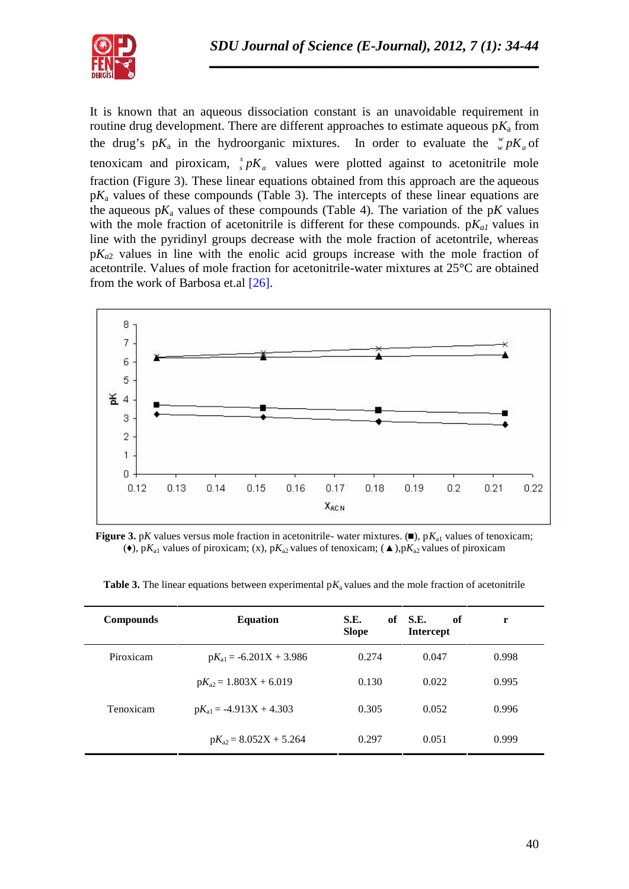It is known that an aqueous dissociation constant is an unavoidable requirement in routine drug development. There are different approaches to estimate aqueous p$K_a$ from the drug's p$K_a$ in the hydroorganic mixtures. In order to evaluate the ${}_w^w pK_a$ of tenoxicam and piroxicam, ${}_s^s pK_a$ values were plotted against to acetonitrile mole fraction (Figure 3). These linear equations obtained from this approach are the aqueous p$K_a$ values of these compounds (Table 3). The intercepts of these linear equations are the aqueous p$K_a$ values of these compounds (Table 4). The variation of the p$K$ values with the mole fraction of acetonitrile is different for these compounds. p$K_{a1}$ values in line with the pyridinyl groups decrease with the mole fraction of acetontrile, whereas p$K_{a2}$ values in line with the enolic acid groups increase with the mole fraction of acetontrile. Values of mole fraction for acetonitrile-water mixtures at 25°C are obtained from the work of Barbosa et.al [26].

**Figure 3.** p$K$ values versus mole fraction in acetonitrile- water mixtures. (■), p$K_{a1}$ values of tenoxicam; (♦), p$K_{a1}$ values of piroxicam; (x), p$K_{a2}$ values of tenoxicam; (▲),p$K_{a2}$ values of piroxicam

**Table 3.** The linear equations between experimental p$K_a$ values and the mole fraction of acetonitrile

| Compounds | Equation | S.E. of Slope | S.E. of Intercept | r |
|---|---|---|---|---|
| Piroxicam | p$K_{a1}$ = -6.201X + 3.986 | 0.274 | 0.047 | 0.998 |
| | p$K_{a2}$ = 1.803X + 6.019 | 0.130 | 0.022 | 0.995 |
| Tenoxicam | p$K_{a1}$ = -4.913X + 4.303 | 0.305 | 0.052 | 0.996 |
| | p$K_{a2}$ = 8.052X + 5.264 | 0.297 | 0.051 | 0.999 |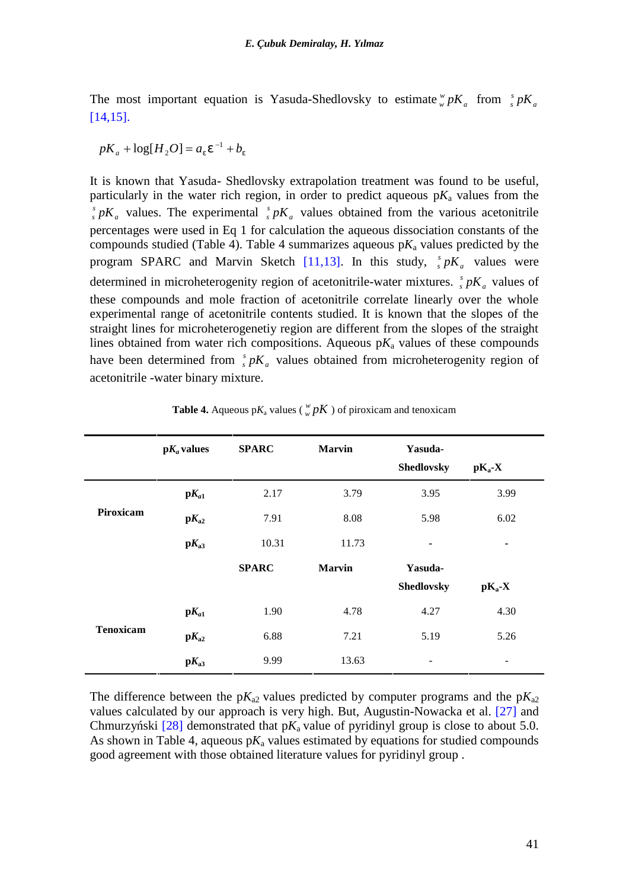The most important equation is Yasuda-Shedlovsky to estimate ${}_{w}^{w}pK_{a}$ from ${}_{s}^{s}pK_{a}$ [14,15].

$$pK_{a} + \log[H_{2}O] = a_{\varepsilon}\varepsilon^{-1} + b_{\varepsilon}$$

It is known that Yasuda- Shedlovsky extrapolation treatment was found to be useful, particularly in the water rich region, in order to predict aqueous p$K_a$ values from the ${}_{s}^{s}pK_{a}$ values. The experimental ${}_{s}^{s}pK_{a}$ values obtained from the various acetonitrile percentages were used in Eq 1 for calculation the aqueous dissociation constants of the compounds studied (Table 4). Table 4 summarizes aqueous p$K_a$ values predicted by the program SPARC and Marvin Sketch [11,13]. In this study, ${}_{s}^{s}pK_{a}$ values were determined in microheterogenity region of acetonitrile-water mixtures. ${}_{s}^{s}pK_{a}$ values of these compounds and mole fraction of acetonitrile correlate linearly over the whole experimental range of acetonitrile contents studied. It is known that the slopes of the straight lines for microheterogenetiy region are different from the slopes of the straight lines obtained from water rich compositions. Aqueous p$K_a$ values of these compounds have been determined from ${}_{s}^{s}pK_{a}$ values obtained from microheterogenity region of acetonitrile -water binary mixture.

**Table 4.** Aqueous p$K_a$ values (${}_{w}^{w}pK$) of piroxicam and tenoxicam

| | **p$K_a$ values** | **SPARC** | **Marvin** | **Yasuda-Shedlovsky** | **p$K_a$-X** |
|---|---|---|---|---|---|
| **Piroxicam** | **p$K_{a1}$** | 2.17 | 3.79 | 3.95 | 3.99 |
| | **p$K_{a2}$** | 7.91 | 8.08 | 5.98 | 6.02 |
| | **p$K_{a3}$** | 10.31 | 11.73 | - | - |
| | | **SPARC** | **Marvin** | **Yasuda-Shedlovsky** | **p$K_a$-X** |
| **Tenoxicam** | **p$K_{a1}$** | 1.90 | 4.78 | 4.27 | 4.30 |
| | **p$K_{a2}$** | 6.88 | 7.21 | 5.19 | 5.26 |
| | **p$K_{a3}$** | 9.99 | 13.63 | - | - |

The difference between the p$K_{a2}$ values predicted by computer programs and the p$K_{a2}$ values calculated by our approach is very high. But, Augustin-Nowacka et al. [27] and Chmurzyński [28] demonstrated that p$K_a$ value of pyridinyl group is close to about 5.0. As shown in Table 4, aqueous p$K_a$ values estimated by equations for studied compounds good agreement with those obtained literature values for pyridinyl group .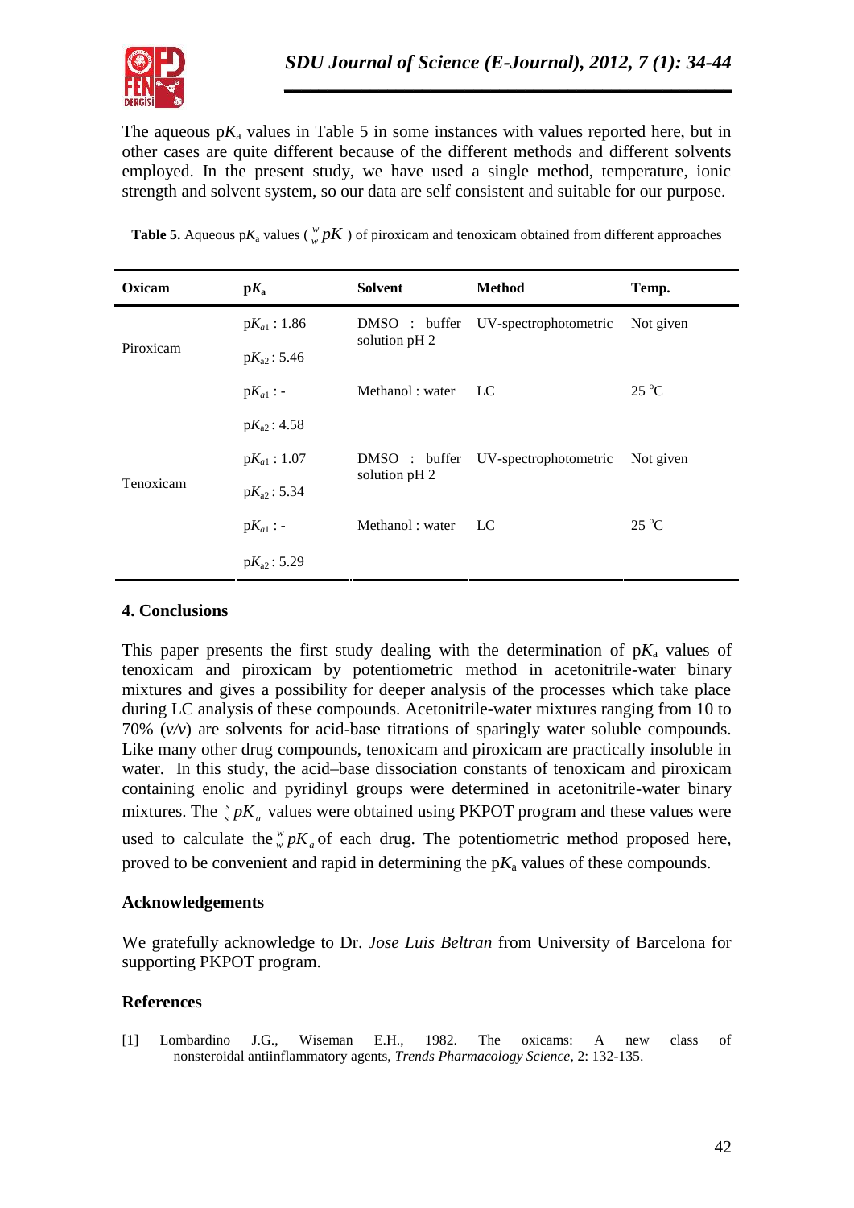The aqueous p$K_a$ values in Table 5 in some instances with values reported here, but in other cases are quite different because of the different methods and different solvents employed. In the present study, we have used a single method, temperature, ionic strength and solvent system, so our data are self consistent and suitable for our purpose.

**Table 5.** Aqueous p$K_a$ values ( ${}_{w}^{w}pK$ ) of piroxicam and tenoxicam obtained from different approaches

| Oxicam | p$K_a$ | Solvent | Method | Temp. |
|---|---|---|---|---|
| Piroxicam | p$K_{a1}$ : 1.86 | DMSO : buffer solution pH 2 | UV-spectrophotometric | Not given |
| | p$K_{a2}$ : 5.46 | | | |
| | p$K_{a1}$ : - | Methanol : water | LC | 25 °C |
| | p$K_{a2}$ : 4.58 | | | |
| Tenoxicam | p$K_{a1}$ : 1.07 | DMSO : buffer solution pH 2 | UV-spectrophotometric | Not given |
| | p$K_{a2}$ : 5.34 | | | |
| | p$K_{a1}$ : - | Methanol : water | LC | 25 °C |
| | p$K_{a2}$ : 5.29 | | | |

## 4. Conclusions

This paper presents the first study dealing with the determination of p$K_a$ values of tenoxicam and piroxicam by potentiometric method in acetonitrile-water binary mixtures and gives a possibility for deeper analysis of the processes which take place during LC analysis of these compounds. Acetonitrile-water mixtures ranging from 10 to 70% (*v/v*) are solvents for acid-base titrations of sparingly water soluble compounds. Like many other drug compounds, tenoxicam and piroxicam are practically insoluble in water. In this study, the acid–base dissociation constants of tenoxicam and piroxicam containing enolic and pyridinyl groups were determined in acetonitrile-water binary mixtures. The ${}_{s}^{s}pK_{a}$ values were obtained using PKPOT program and these values were used to calculate the ${}_{w}^{w}pK_{a}$ of each drug. The potentiometric method proposed here, proved to be convenient and rapid in determining the p$K_a$ values of these compounds.

## Acknowledgements

We gratefully acknowledge to Dr. *Jose Luis Beltran* from University of Barcelona for supporting PKPOT program.

## References

[1] Lombardino J.G., Wiseman E.H., 1982. The oxicams: A new class of nonsteroidal antiinflammatory agents, *Trends Pharmacology Science*, 2: 132-135.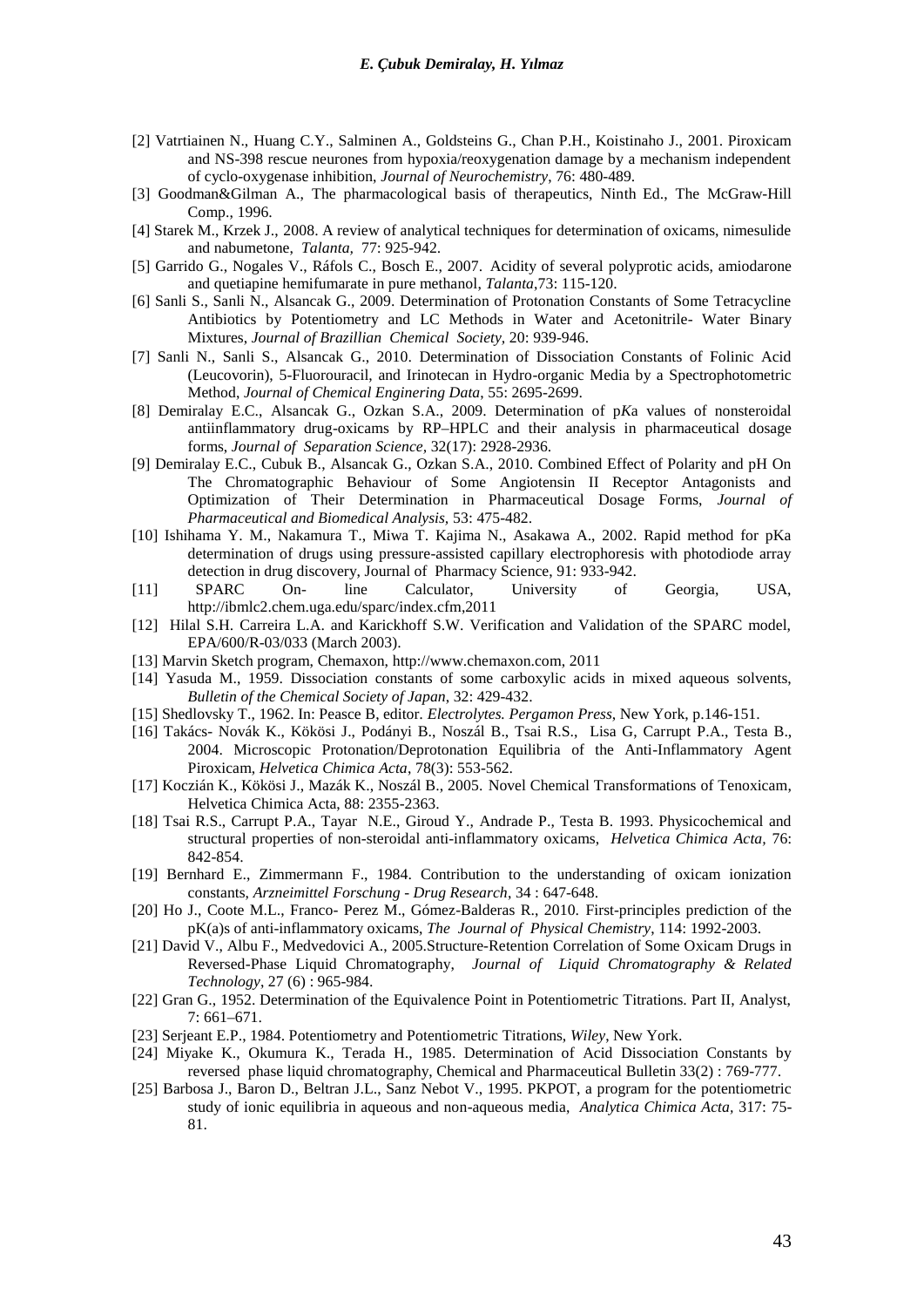[2] Vatrtiainen N., Huang C.Y., Salminen A., Goldsteins G., Chan P.H., Koistinaho J., 2001. Piroxicam and NS-398 rescue neurones from hypoxia/reoxygenation damage by a mechanism independent of cyclo-oxygenase inhibition, *Journal of Neurochemistry*, 76: 480-489.

[3] Goodman&Gilman A., The pharmacological basis of therapeutics, Ninth Ed., The McGraw-Hill Comp., 1996.

[4] Starek M., Krzek J., 2008. A review of analytical techniques for determination of oxicams, nimesulide and nabumetone, *Talanta,* 77: 925-942.

[5] Garrido G., Nogales V., Ráfols C., Bosch E., 2007. Acidity of several polyprotic acids, amiodarone and quetiapine hemifumarate in pure methanol, *Talanta*,73: 115-120.

[6] Sanli S., Sanli N., Alsancak G., 2009. Determination of Protonation Constants of Some Tetracycline Antibiotics by Potentiometry and LC Methods in Water and Acetonitrile- Water Binary Mixtures, *Journal of Brazillian Chemical Society*, 20: 939-946.

[7] Sanli N., Sanli S., Alsancak G., 2010. Determination of Dissociation Constants of Folinic Acid (Leucovorin), 5-Fluorouracil, and Irinotecan in Hydro-organic Media by a Spectrophotometric Method, *Journal of Chemical Enginering Data*, 55: 2695-2699.

[8] Demiralay E.C., Alsancak G., Ozkan S.A., 2009. Determination of p*K*a values of nonsteroidal antiinflammatory drug-oxicams by RP–HPLC and their analysis in pharmaceutical dosage forms, *Journal of Separation Science*, 32(17): 2928-2936.

[9] Demiralay E.C., Cubuk B., Alsancak G., Ozkan S.A., 2010. Combined Effect of Polarity and pH On The Chromatographic Behaviour of Some Angiotensin II Receptor Antagonists and Optimization of Their Determination in Pharmaceutical Dosage Forms, *Journal of Pharmaceutical and Biomedical Analysis*, 53: 475-482.

[10] Ishihama Y. M., Nakamura T., Miwa T. Kajima N., Asakawa A., 2002. Rapid method for pKa determination of drugs using pressure-assisted capillary electrophoresis with photodiode array detection in drug discovery, Journal of Pharmacy Science, 91: 933-942.

[11] SPARC On- line Calculator, University of Georgia, USA, http://ibmlc2.chem.uga.edu/sparc/index.cfm,2011

[12] Hilal S.H. Carreira L.A. and Karickhoff S.W. Verification and Validation of the SPARC model, EPA/600/R-03/033 (March 2003).

[13] Marvin Sketch program, Chemaxon, http://www.chemaxon.com, 2011

[14] Yasuda M., 1959. Dissociation constants of some carboxylic acids in mixed aqueous solvents, *Bulletin of the Chemical Society of Japan*, 32: 429-432.

[15] Shedlovsky T., 1962. In: Peasce B, editor. *Electrolytes. Pergamon Press*, New York, p.146-151.

[16] Takács- Novák K., Kökösi J., Podányi B., Noszál B., Tsai R.S., Lisa G, Carrupt P.A., Testa B., 2004. Microscopic Protonation/Deprotonation Equilibria of the Anti-Inflammatory Agent Piroxicam, *Helvetica Chimica Acta*, 78(3): 553-562.

[17] Koczián K., Kökösi J., Mazák K., Noszál B., 2005. Novel Chemical Transformations of Tenoxicam, Helvetica Chimica Acta, 88: 2355-2363.

[18] Tsai R.S., Carrupt P.A., Tayar N.E., Giroud Y., Andrade P., Testa B. 1993. Physicochemical and structural properties of non-steroidal anti-inflammatory oxicams, *Helvetica Chimica Acta*, 76: 842-854.

[19] Bernhard E., Zimmermann F., 1984. Contribution to the understanding of oxicam ionization constants, *Arzneimittel Forschung - Drug Research*, 34 : 647-648.

[20] Ho J., Coote M.L., Franco- Perez M., Gómez-Balderas R., 2010. First-principles prediction of the pK(a)s of anti-inflammatory oxicams, *The Journal of Physical Chemistry*, 114: 1992-2003.

[21] David V., Albu F., Medvedovici A., 2005.Structure-Retention Correlation of Some Oxicam Drugs in Reversed-Phase Liquid Chromatography, *Journal of Liquid Chromatography & Related Technology*, 27 (6) : 965-984.

[22] Gran G., 1952. Determination of the Equivalence Point in Potentiometric Titrations. Part II, Analyst, 7: 661–671.

[23] Serjeant E.P., 1984. Potentiometry and Potentiometric Titrations, *Wiley*, New York.

[24] Miyake K., Okumura K., Terada H., 1985. Determination of Acid Dissociation Constants by reversed phase liquid chromatography, Chemical and Pharmaceutical Bulletin 33(2) : 769-777.

[25] Barbosa J., Baron D., Beltran J.L., Sanz Nebot V., 1995. PKPOT, a program for the potentiometric study of ionic equilibria in aqueous and non-aqueous media, *Analytica Chimica Acta*, 317: 75-81.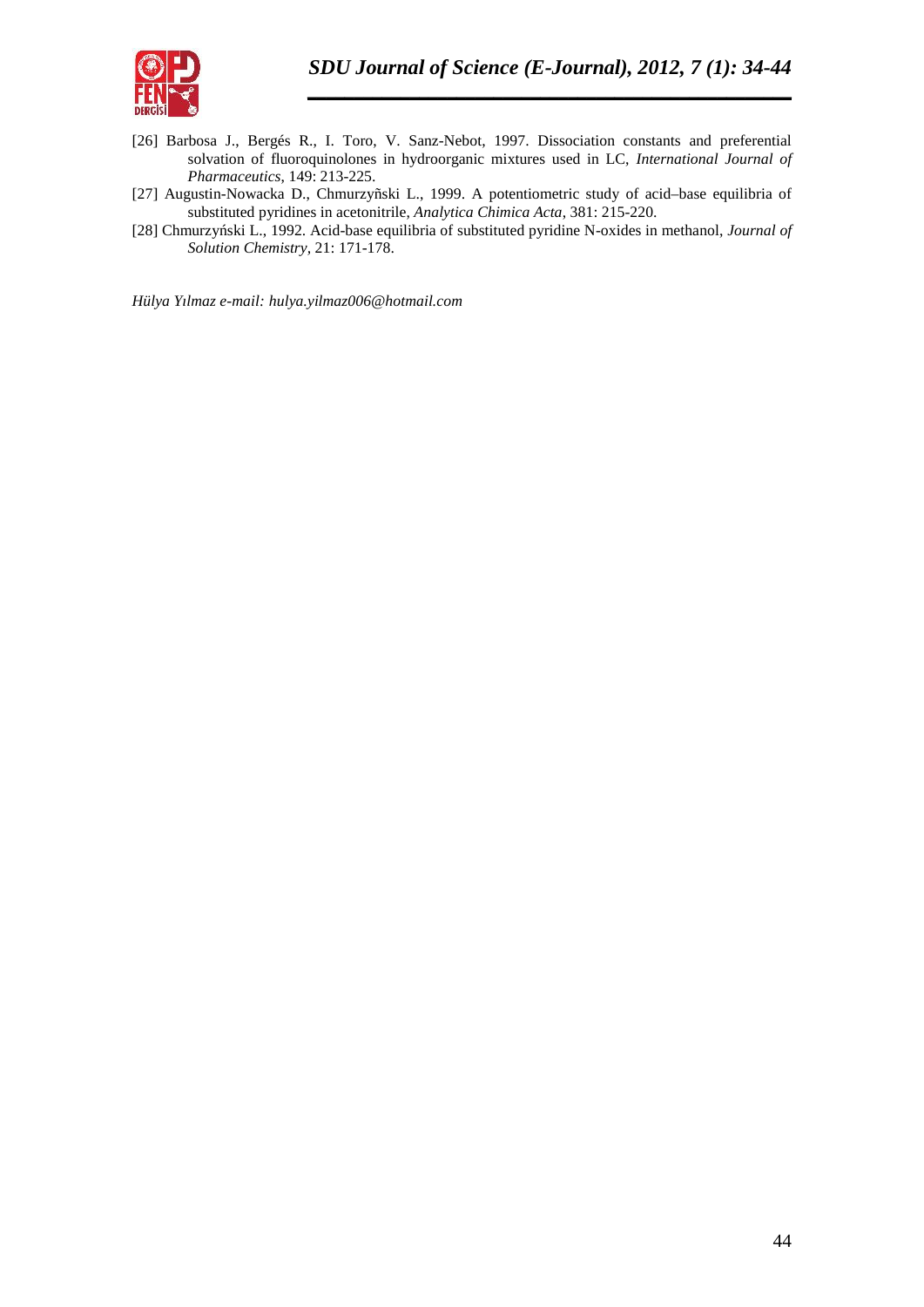[26] Barbosa J., Bergés R., I. Toro, V. Sanz-Nebot, 1997. Dissociation constants and preferential solvation of fluoroquinolones in hydroorganic mixtures used in LC, *International Journal of Pharmaceutics*, 149: 213-225.

[27] Augustin-Nowacka D., Chmurzyñski L., 1999. A potentiometric study of acid–base equilibria of substituted pyridines in acetonitrile, *Analytica Chimica Acta*, 381: 215-220.

[28] Chmurzyński L., 1992. Acid-base equilibria of substituted pyridine N-oxides in methanol, *Journal of Solution Chemistry*, 21: 171-178.

*Hülya Yılmaz e-mail: hulya.yilmaz006@hotmail.com*